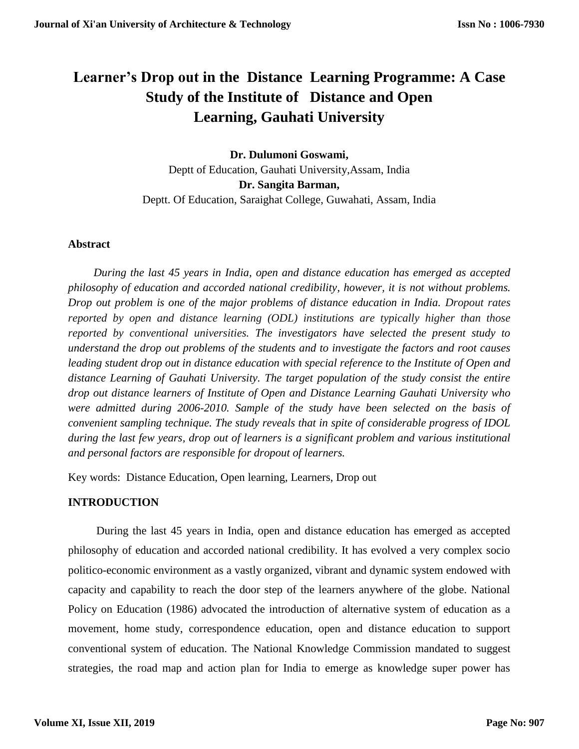# Learner's Drop out in the Distance Learning Programme: A Case Study of the Institute of Distance and Open Learning, Gauhati University

**Dr. Dulumoni Goswami,**
Deptt of Education, Gauhati University,Assam, India
**Dr. Sangita Barman,**
Deptt. Of Education, Saraighat College, Guwahati, Assam, India

## Abstract

*During the last 45 years in India, open and distance education has emerged as accepted philosophy of education and accorded national credibility, however, it is not without problems. Drop out problem is one of the major problems of distance education in India. Dropout rates reported by open and distance learning (ODL) institutions are typically higher than those reported by conventional universities. The investigators have selected the present study to understand the drop out problems of the students and to investigate the factors and root causes leading student drop out in distance education with special reference to the Institute of Open and distance Learning of Gauhati University. The target population of the study consist the entire drop out distance learners of Institute of Open and Distance Learning Gauhati University who were admitted during 2006-2010. Sample of the study have been selected on the basis of convenient sampling technique. The study reveals that in spite of considerable progress of IDOL during the last few years, drop out of learners is a significant problem and various institutional and personal factors are responsible for dropout of learners.*

Key words: Distance Education, Open learning, Learners, Drop out

## INTRODUCTION

During the last 45 years in India, open and distance education has emerged as accepted philosophy of education and accorded national credibility. It has evolved a very complex socio politico-economic environment as a vastly organized, vibrant and dynamic system endowed with capacity and capability to reach the door step of the learners anywhere of the globe. National Policy on Education (1986) advocated the introduction of alternative system of education as a movement, home study, correspondence education, open and distance education to support conventional system of education. The National Knowledge Commission mandated to suggest strategies, the road map and action plan for India to emerge as knowledge super power has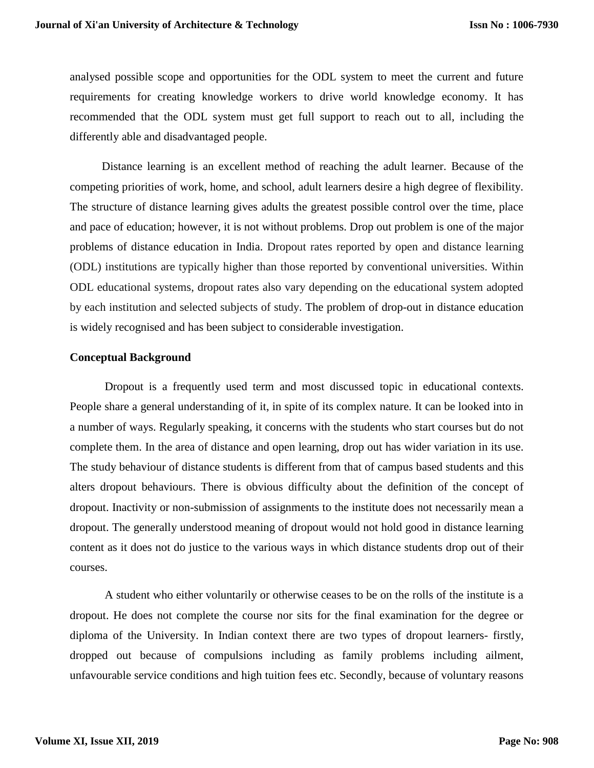analysed possible scope and opportunities for the ODL system to meet the current and future requirements for creating knowledge workers to drive world knowledge economy. It has recommended that the ODL system must get full support to reach out to all, including the differently able and disadvantaged people.

Distance learning is an excellent method of reaching the adult learner. Because of the competing priorities of work, home, and school, adult learners desire a high degree of flexibility. The structure of distance learning gives adults the greatest possible control over the time, place and pace of education; however, it is not without problems. Drop out problem is one of the major problems of distance education in India. Dropout rates reported by open and distance learning (ODL) institutions are typically higher than those reported by conventional universities. Within ODL educational systems, dropout rates also vary depending on the educational system adopted by each institution and selected subjects of study. The problem of drop-out in distance education is widely recognised and has been subject to considerable investigation.

**Conceptual Background**

Dropout is a frequently used term and most discussed topic in educational contexts. People share a general understanding of it, in spite of its complex nature. It can be looked into in a number of ways. Regularly speaking, it concerns with the students who start courses but do not complete them. In the area of distance and open learning, drop out has wider variation in its use. The study behaviour of distance students is different from that of campus based students and this alters dropout behaviours. There is obvious difficulty about the definition of the concept of dropout. Inactivity or non-submission of assignments to the institute does not necessarily mean a dropout. The generally understood meaning of dropout would not hold good in distance learning content as it does not do justice to the various ways in which distance students drop out of their courses.

A student who either voluntarily or otherwise ceases to be on the rolls of the institute is a dropout. He does not complete the course nor sits for the final examination for the degree or diploma of the University. In Indian context there are two types of dropout learners- firstly, dropped out because of compulsions including as family problems including ailment, unfavourable service conditions and high tuition fees etc. Secondly, because of voluntary reasons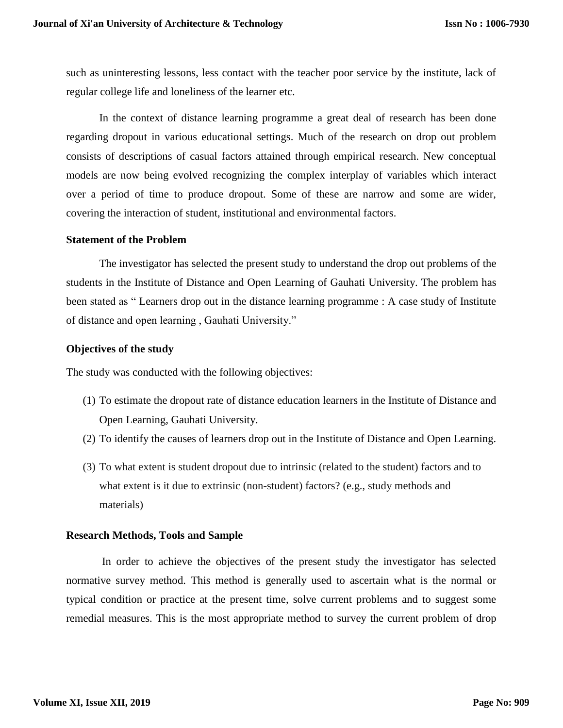such as uninteresting lessons, less contact with the teacher poor service by the institute, lack of regular college life and loneliness of the learner etc.

In the context of distance learning programme a great deal of research has been done regarding dropout in various educational settings. Much of the research on drop out problem consists of descriptions of casual factors attained through empirical research. New conceptual models are now being evolved recognizing the complex interplay of variables which interact over a period of time to produce dropout. Some of these are narrow and some are wider, covering the interaction of student, institutional and environmental factors.

**Statement of the Problem**

The investigator has selected the present study to understand the drop out problems of the students in the Institute of Distance and Open Learning of Gauhati University. The problem has been stated as " Learners drop out in the distance learning programme : A case study of Institute of distance and open learning , Gauhati University."

**Objectives of the study**

The study was conducted with the following objectives:

(1) To estimate the dropout rate of distance education learners in the Institute of Distance and Open Learning, Gauhati University.
(2) To identify the causes of learners drop out in the Institute of Distance and Open Learning.
(3) To what extent is student dropout due to intrinsic (related to the student) factors and to what extent is it due to extrinsic (non-student) factors? (e.g., study methods and materials)

**Research Methods, Tools and Sample**

In order to achieve the objectives of the present study the investigator has selected normative survey method. This method is generally used to ascertain what is the normal or typical condition or practice at the present time, solve current problems and to suggest some remedial measures. This is the most appropriate method to survey the current problem of drop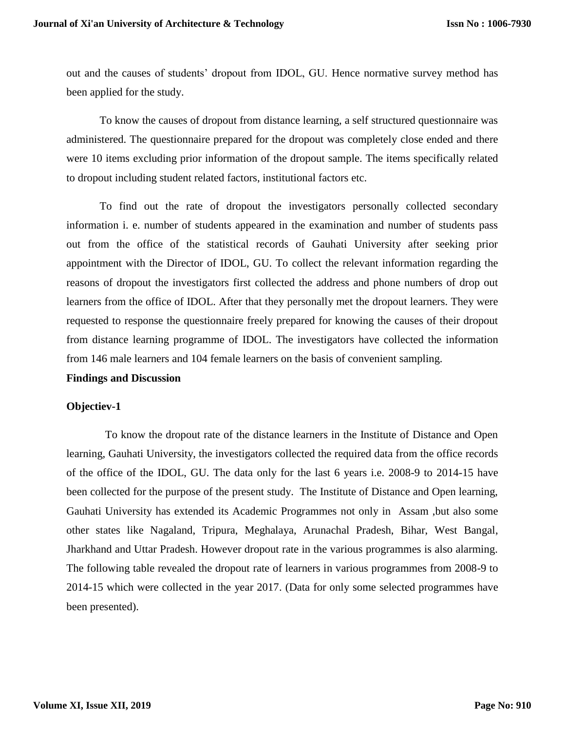out and the causes of students' dropout from IDOL, GU. Hence normative survey method has been applied for the study.

To know the causes of dropout from distance learning, a self structured questionnaire was administered. The questionnaire prepared for the dropout was completely close ended and there were 10 items excluding prior information of the dropout sample. The items specifically related to dropout including student related factors, institutional factors etc.

To find out the rate of dropout the investigators personally collected secondary information i. e. number of students appeared in the examination and number of students pass out from the office of the statistical records of Gauhati University after seeking prior appointment with the Director of IDOL, GU. To collect the relevant information regarding the reasons of dropout the investigators first collected the address and phone numbers of drop out learners from the office of IDOL. After that they personally met the dropout learners. They were requested to response the questionnaire freely prepared for knowing the causes of their dropout from distance learning programme of IDOL. The investigators have collected the information from 146 male learners and 104 female learners on the basis of convenient sampling.

## Findings and Discussion

### Objectiev-1

To know the dropout rate of the distance learners in the Institute of Distance and Open learning, Gauhati University, the investigators collected the required data from the office records of the office of the IDOL, GU. The data only for the last 6 years i.e. 2008-9 to 2014-15 have been collected for the purpose of the present study. The Institute of Distance and Open learning, Gauhati University has extended its Academic Programmes not only in Assam ,but also some other states like Nagaland, Tripura, Meghalaya, Arunachal Pradesh, Bihar, West Bangal, Jharkhand and Uttar Pradesh. However dropout rate in the various programmes is also alarming. The following table revealed the dropout rate of learners in various programmes from 2008-9 to 2014-15 which were collected in the year 2017. (Data for only some selected programmes have been presented).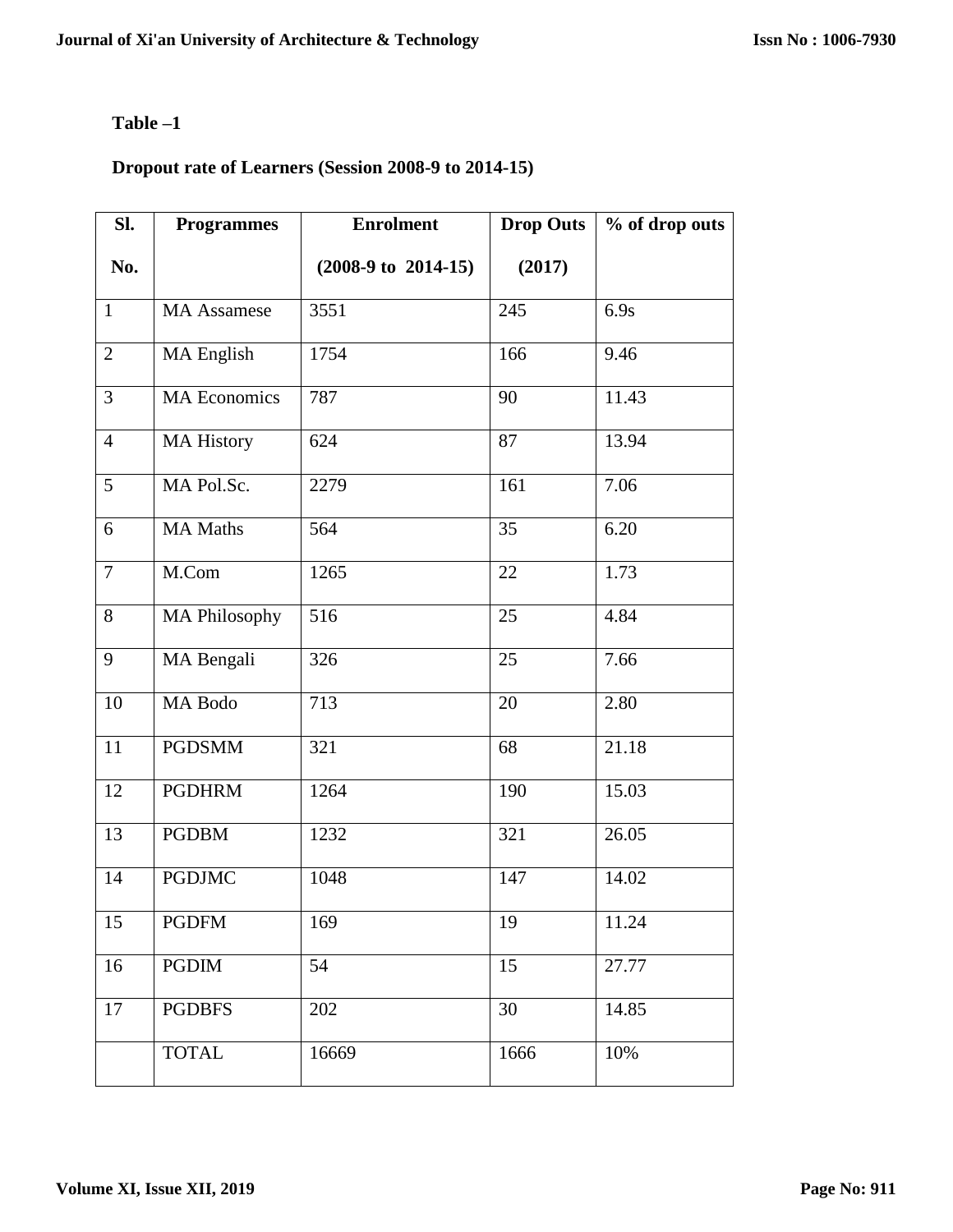**Table –1**

**Dropout rate of Learners (Session 2008-9 to 2014-15)**

| Sl. No. | Programmes | Enrolment (2008-9 to 2014-15) | Drop Outs (2017) | % of drop outs |
|---|---|---|---|---|
| 1 | MA Assamese | 3551 | 245 | 6.9s |
| 2 | MA English | 1754 | 166 | 9.46 |
| 3 | MA Economics | 787 | 90 | 11.43 |
| 4 | MA History | 624 | 87 | 13.94 |
| 5 | MA Pol.Sc. | 2279 | 161 | 7.06 |
| 6 | MA Maths | 564 | 35 | 6.20 |
| 7 | M.Com | 1265 | 22 | 1.73 |
| 8 | MA Philosophy | 516 | 25 | 4.84 |
| 9 | MA Bengali | 326 | 25 | 7.66 |
| 10 | MA Bodo | 713 | 20 | 2.80 |
| 11 | PGDSMM | 321 | 68 | 21.18 |
| 12 | PGDHRM | 1264 | 190 | 15.03 |
| 13 | PGDBM | 1232 | 321 | 26.05 |
| 14 | PGDJMC | 1048 | 147 | 14.02 |
| 15 | PGDFM | 169 | 19 | 11.24 |
| 16 | PGDIM | 54 | 15 | 27.77 |
| 17 | PGDBFS | 202 | 30 | 14.85 |
| | TOTAL | 16669 | 1666 | 10% |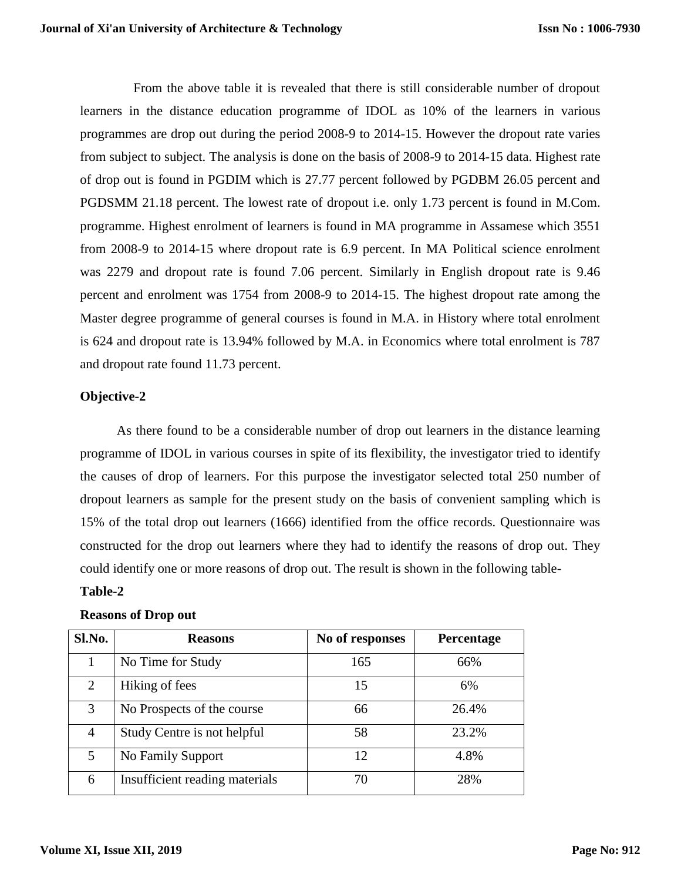From the above table it is revealed that there is still considerable number of dropout learners in the distance education programme of IDOL as 10% of the learners in various programmes are drop out during the period 2008-9 to 2014-15. However the dropout rate varies from subject to subject. The analysis is done on the basis of 2008-9 to 2014-15 data. Highest rate of drop out is found in PGDIM which is 27.77 percent followed by PGDBM 26.05 percent and PGDSMM 21.18 percent. The lowest rate of dropout i.e. only 1.73 percent is found in M.Com. programme. Highest enrolment of learners is found in MA programme in Assamese which 3551 from 2008-9 to 2014-15 where dropout rate is 6.9 percent. In MA Political science enrolment was 2279 and dropout rate is found 7.06 percent. Similarly in English dropout rate is 9.46 percent and enrolment was 1754 from 2008-9 to 2014-15. The highest dropout rate among the Master degree programme of general courses is found in M.A. in History where total enrolment is 624 and dropout rate is 13.94% followed by M.A. in Economics where total enrolment is 787 and dropout rate found 11.73 percent.

**Objective-2**

As there found to be a considerable number of drop out learners in the distance learning programme of IDOL in various courses in spite of its flexibility, the investigator tried to identify the causes of drop of learners. For this purpose the investigator selected total 250 number of dropout learners as sample for the present study on the basis of convenient sampling which is 15% of the total drop out learners (1666) identified from the office records. Questionnaire was constructed for the drop out learners where they had to identify the reasons of drop out. They could identify one or more reasons of drop out. The result is shown in the following table-

**Table-2**

**Reasons of Drop out**

| Sl.No. | Reasons | No of responses | Percentage |
|---|---|---|---|
| 1 | No Time for Study | 165 | 66% |
| 2 | Hiking of fees | 15 | 6% |
| 3 | No Prospects of the course | 66 | 26.4% |
| 4 | Study Centre is not helpful | 58 | 23.2% |
| 5 | No Family Support | 12 | 4.8% |
| 6 | Insufficient reading materials | 70 | 28% |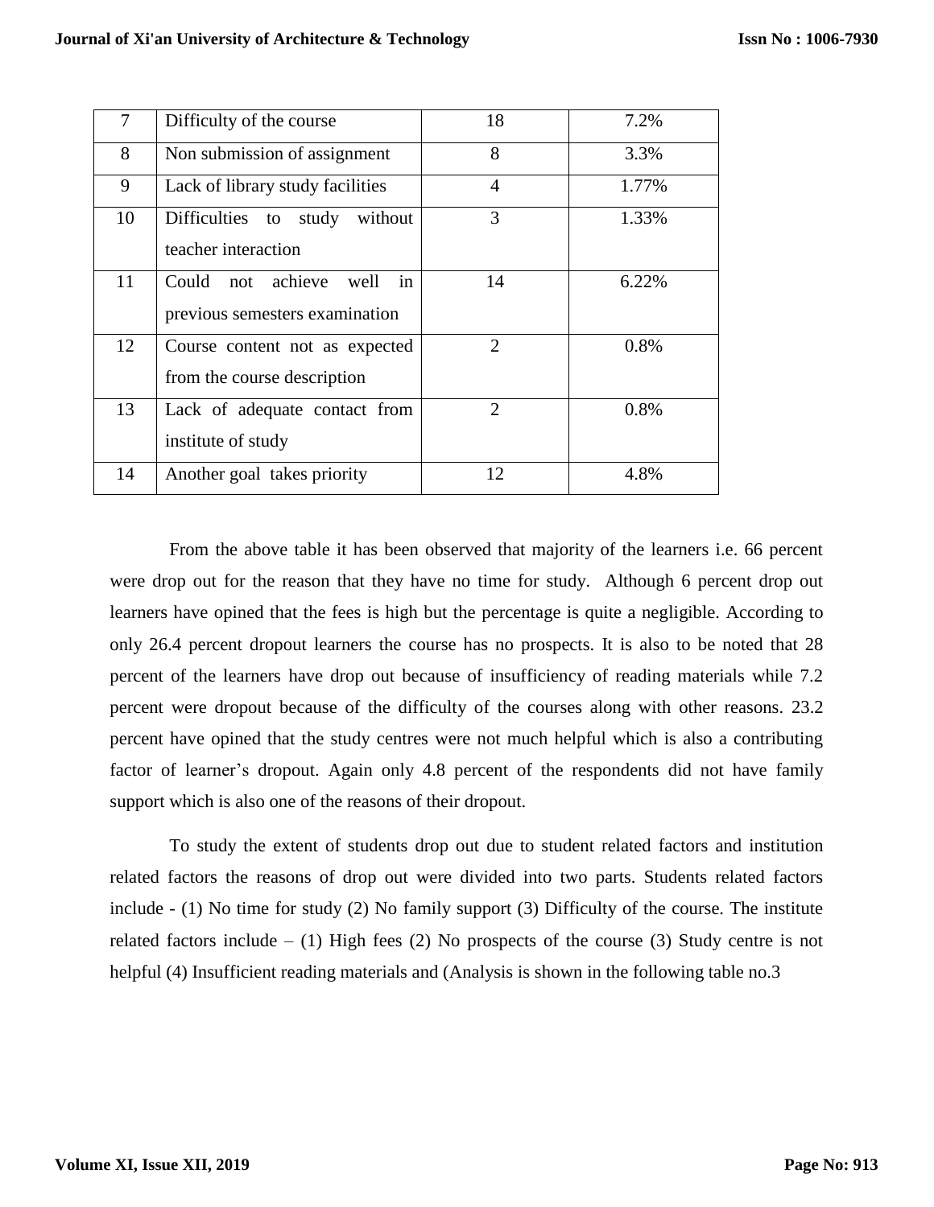| 7 | Difficulty of the course | 18 | 7.2% |
|---|---|---|---|
| 8 | Non submission of assignment | 8 | 3.3% |
| 9 | Lack of library study facilities | 4 | 1.77% |
| 10 | Difficulties to study without teacher interaction | 3 | 1.33% |
| 11 | Could not achieve well in previous semesters examination | 14 | 6.22% |
| 12 | Course content not as expected from the course description | 2 | 0.8% |
| 13 | Lack of adequate contact from institute of study | 2 | 0.8% |
| 14 | Another goal takes priority | 12 | 4.8% |

From the above table it has been observed that majority of the learners i.e. 66 percent were drop out for the reason that they have no time for study. Although 6 percent drop out learners have opined that the fees is high but the percentage is quite a negligible. According to only 26.4 percent dropout learners the course has no prospects. It is also to be noted that 28 percent of the learners have drop out because of insufficiency of reading materials while 7.2 percent were dropout because of the difficulty of the courses along with other reasons. 23.2 percent have opined that the study centres were not much helpful which is also a contributing factor of learner's dropout. Again only 4.8 percent of the respondents did not have family support which is also one of the reasons of their dropout.

To study the extent of students drop out due to student related factors and institution related factors the reasons of drop out were divided into two parts. Students related factors include - (1) No time for study (2) No family support (3) Difficulty of the course. The institute related factors include – (1) High fees (2) No prospects of the course (3) Study centre is not helpful (4) Insufficient reading materials and (Analysis is shown in the following table no.3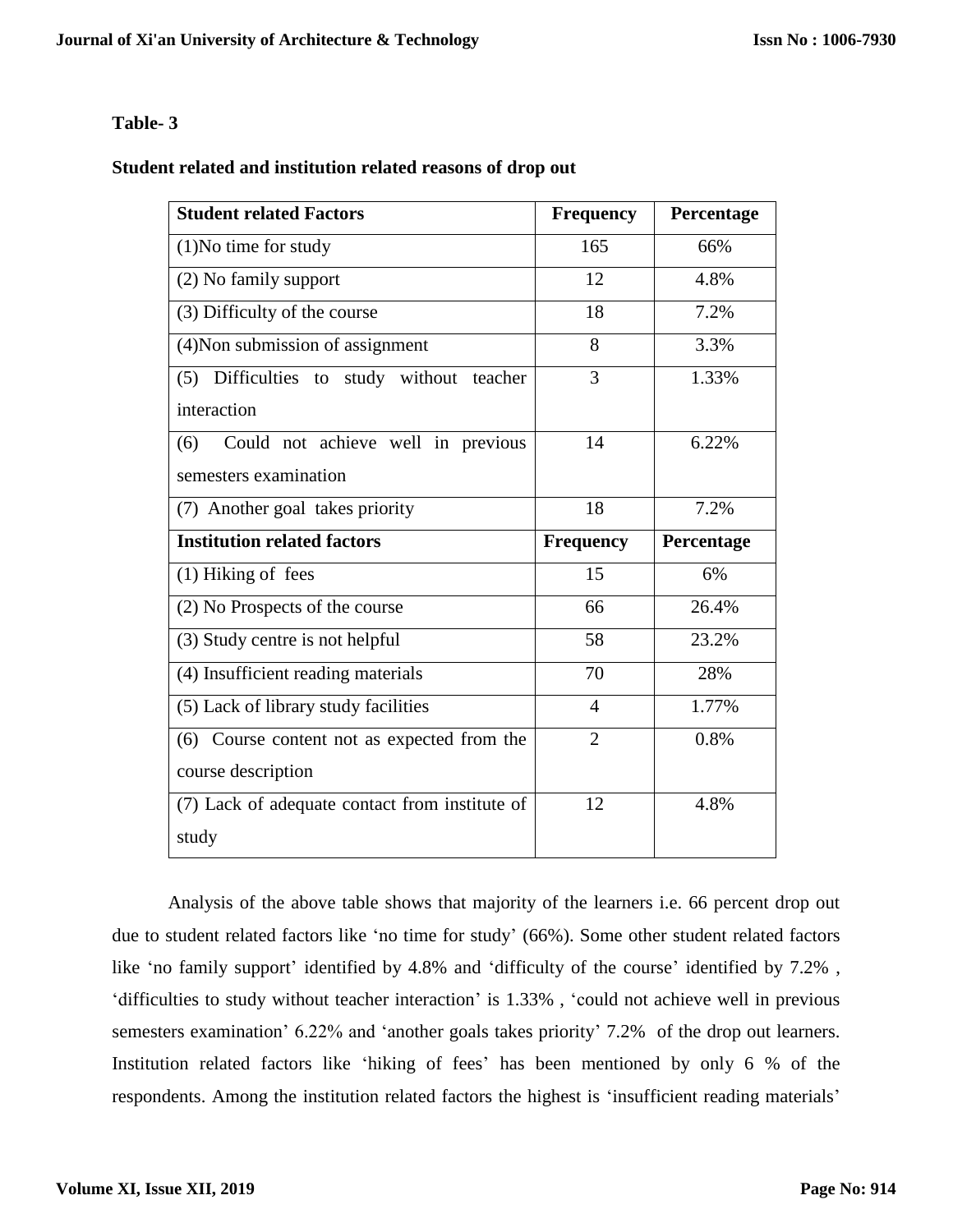**Table- 3**

**Student related and institution related reasons of drop out**

| **Student related Factors** | **Frequency** | **Percentage** |
|---|---|---|
| (1)No time for study | 165 | 66% |
| (2) No family support | 12 | 4.8% |
| (3) Difficulty of the course | 18 | 7.2% |
| (4)Non submission of assignment | 8 | 3.3% |
| (5) Difficulties to study without teacher interaction | 3 | 1.33% |
| (6) Could not achieve well in previous semesters examination | 14 | 6.22% |
| (7) Another goal takes priority | 18 | 7.2% |
| **Institution related factors** | **Frequency** | **Percentage** |
| (1) Hiking of fees | 15 | 6% |
| (2) No Prospects of the course | 66 | 26.4% |
| (3) Study centre is not helpful | 58 | 23.2% |
| (4) Insufficient reading materials | 70 | 28% |
| (5) Lack of library study facilities | 4 | 1.77% |
| (6) Course content not as expected from the course description | 2 | 0.8% |
| (7) Lack of adequate contact from institute of study | 12 | 4.8% |

Analysis of the above table shows that majority of the learners i.e. 66 percent drop out due to student related factors like 'no time for study' (66%). Some other student related factors like 'no family support' identified by 4.8% and 'difficulty of the course' identified by 7.2% , 'difficulties to study without teacher interaction' is 1.33% , 'could not achieve well in previous semesters examination' 6.22% and 'another goals takes priority' 7.2% of the drop out learners. Institution related factors like 'hiking of fees' has been mentioned by only 6 % of the respondents. Among the institution related factors the highest is 'insufficient reading materials'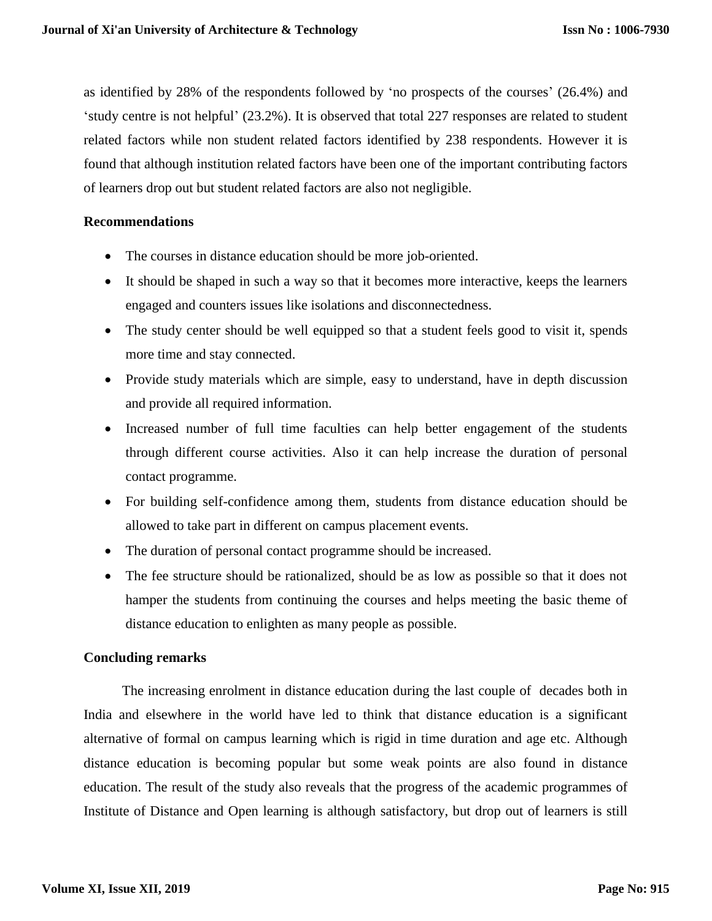as identified by 28% of the respondents followed by 'no prospects of the courses' (26.4%) and 'study centre is not helpful' (23.2%). It is observed that total 227 responses are related to student related factors while non student related factors identified by 238 respondents. However it is found that although institution related factors have been one of the important contributing factors of learners drop out but student related factors are also not negligible.

**Recommendations**

- The courses in distance education should be more job-oriented.
- It should be shaped in such a way so that it becomes more interactive, keeps the learners engaged and counters issues like isolations and disconnectedness.
- The study center should be well equipped so that a student feels good to visit it, spends more time and stay connected.
- Provide study materials which are simple, easy to understand, have in depth discussion and provide all required information.
- Increased number of full time faculties can help better engagement of the students through different course activities. Also it can help increase the duration of personal contact programme.
- For building self-confidence among them, students from distance education should be allowed to take part in different on campus placement events.
- The duration of personal contact programme should be increased.
- The fee structure should be rationalized, should be as low as possible so that it does not hamper the students from continuing the courses and helps meeting the basic theme of distance education to enlighten as many people as possible.

**Concluding remarks**

The increasing enrolment in distance education during the last couple of decades both in India and elsewhere in the world have led to think that distance education is a significant alternative of formal on campus learning which is rigid in time duration and age etc. Although distance education is becoming popular but some weak points are also found in distance education. The result of the study also reveals that the progress of the academic programmes of Institute of Distance and Open learning is although satisfactory, but drop out of learners is still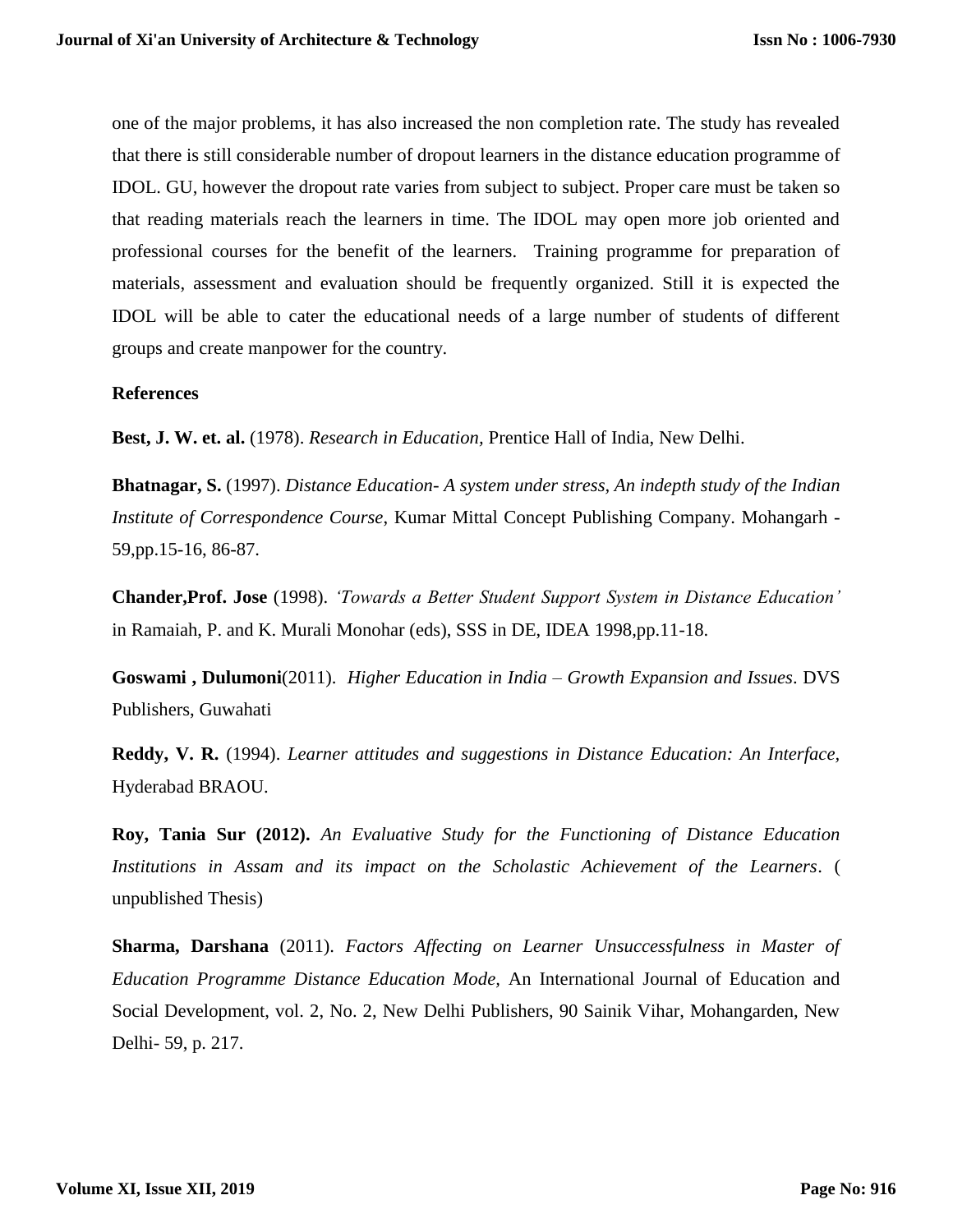one of the major problems, it has also increased the non completion rate. The study has revealed that there is still considerable number of dropout learners in the distance education programme of IDOL. GU, however the dropout rate varies from subject to subject. Proper care must be taken so that reading materials reach the learners in time. The IDOL may open more job oriented and professional courses for the benefit of the learners. Training programme for preparation of materials, assessment and evaluation should be frequently organized. Still it is expected the IDOL will be able to cater the educational needs of a large number of students of different groups and create manpower for the country.

**References**

**Best, J. W. et. al.** (1978). *Research in Education*, Prentice Hall of India, New Delhi.

**Bhatnagar, S.** (1997). *Distance Education- A system under stress, An indepth study of the Indian Institute of Correspondence Course*, Kumar Mittal Concept Publishing Company. Mohangarh - 59,pp.15-16, 86-87.

**Chander,Prof. Jose** (1998). *'Towards a Better Student Support System in Distance Education'* in Ramaiah, P. and K. Murali Monohar (eds), SSS in DE, IDEA 1998,pp.11-18.

**Goswami , Dulumoni**(2011). *Higher Education in India – Growth Expansion and Issues*. DVS Publishers, Guwahati

**Reddy, V. R.** (1994). *Learner attitudes and suggestions in Distance Education: An Interface*, Hyderabad BRAOU.

**Roy, Tania Sur (2012).** *An Evaluative Study for the Functioning of Distance Education Institutions in Assam and its impact on the Scholastic Achievement of the Learners*. ( unpublished Thesis)

**Sharma, Darshana** (2011). *Factors Affecting on Learner Unsuccessfulness in Master of Education Programme Distance Education Mode*, An International Journal of Education and Social Development, vol. 2, No. 2, New Delhi Publishers, 90 Sainik Vihar, Mohangarden, New Delhi- 59, p. 217.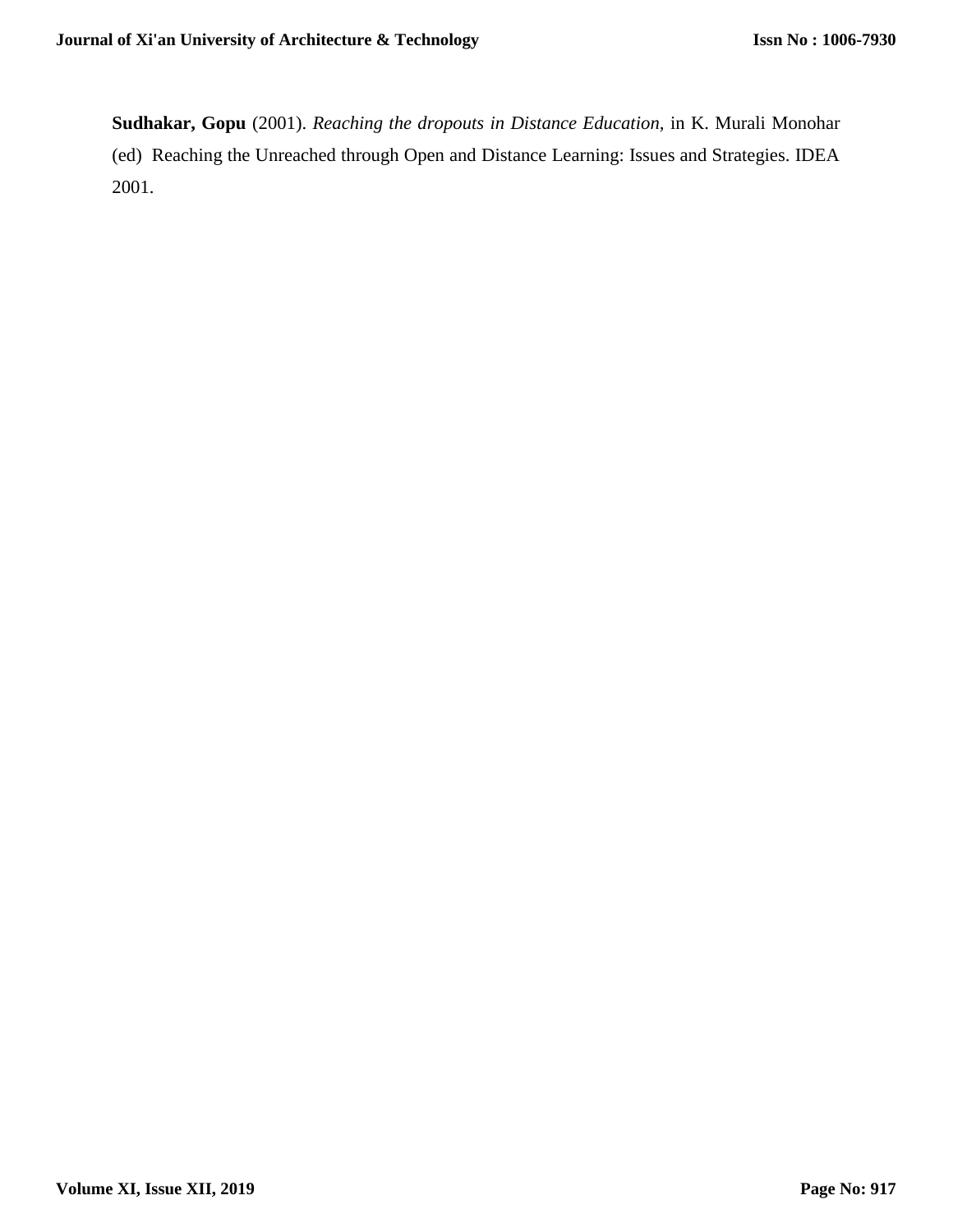**Sudhakar, Gopu** (2001). *Reaching the dropouts in Distance Education,* in K. Murali Monohar (ed) Reaching the Unreached through Open and Distance Learning: Issues and Strategies. IDEA 2001.